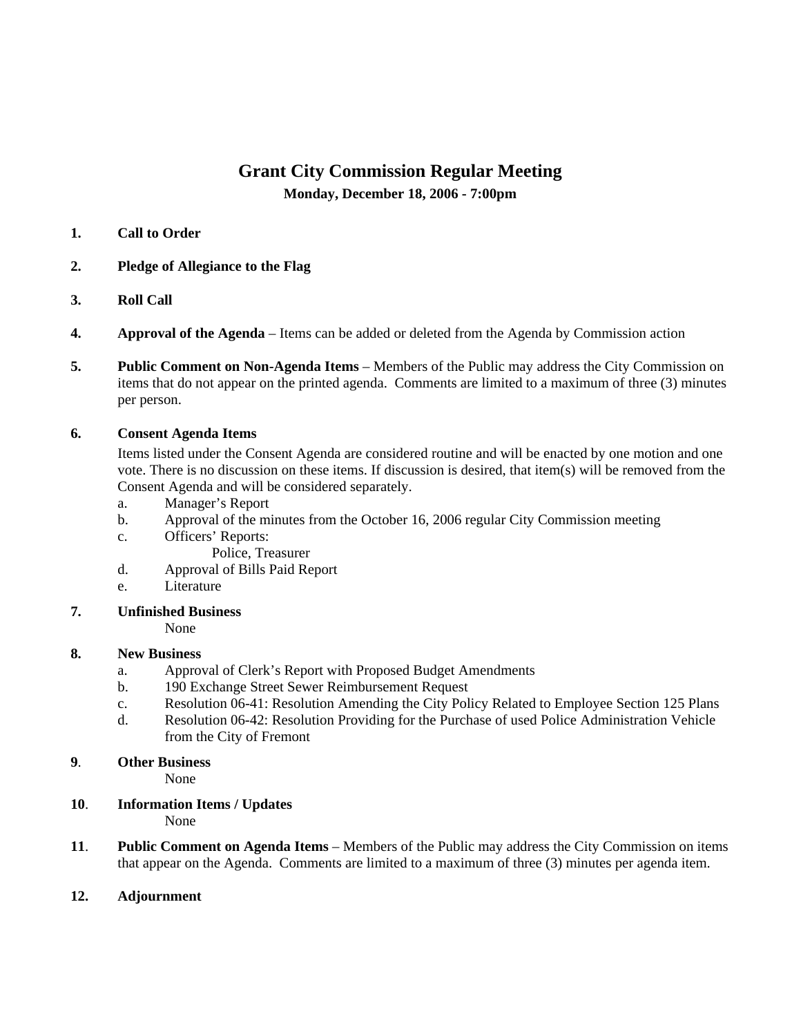# Grant City Commission Regular Meeting

**Monday, December 18, 2006 - 7:00pm**

1. **Call to Order**

2. **Pledge of Allegiance to the Flag**

3. **Roll Call**

4. **Approval of the Agenda** – Items can be added or deleted from the Agenda by Commission action

5. **Public Comment on Non-Agenda Items** – Members of the Public may address the City Commission on items that do not appear on the printed agenda. Comments are limited to a maximum of three (3) minutes per person.

6. **Consent Agenda Items**

   Items listed under the Consent Agenda are considered routine and will be enacted by one motion and one vote. There is no discussion on these items. If discussion is desired, that item(s) will be removed from the Consent Agenda and will be considered separately.

   a. Manager's Report
   b. Approval of the minutes from the October 16, 2006 regular City Commission meeting
   c. Officers' Reports:
      Police, Treasurer
   d. Approval of Bills Paid Report
   e. Literature

7. **Unfinished Business**

   None

8. **New Business**

   a. Approval of Clerk's Report with Proposed Budget Amendments
   b. 190 Exchange Street Sewer Reimbursement Request
   c. Resolution 06-41: Resolution Amending the City Policy Related to Employee Section 125 Plans
   d. Resolution 06-42: Resolution Providing for the Purchase of used Police Administration Vehicle from the City of Fremont

9. **Other Business**

   None

10. **Information Items / Updates**

    None

11. **Public Comment on Agenda Items** – Members of the Public may address the City Commission on items that appear on the Agenda. Comments are limited to a maximum of three (3) minutes per agenda item.

12. **Adjournment**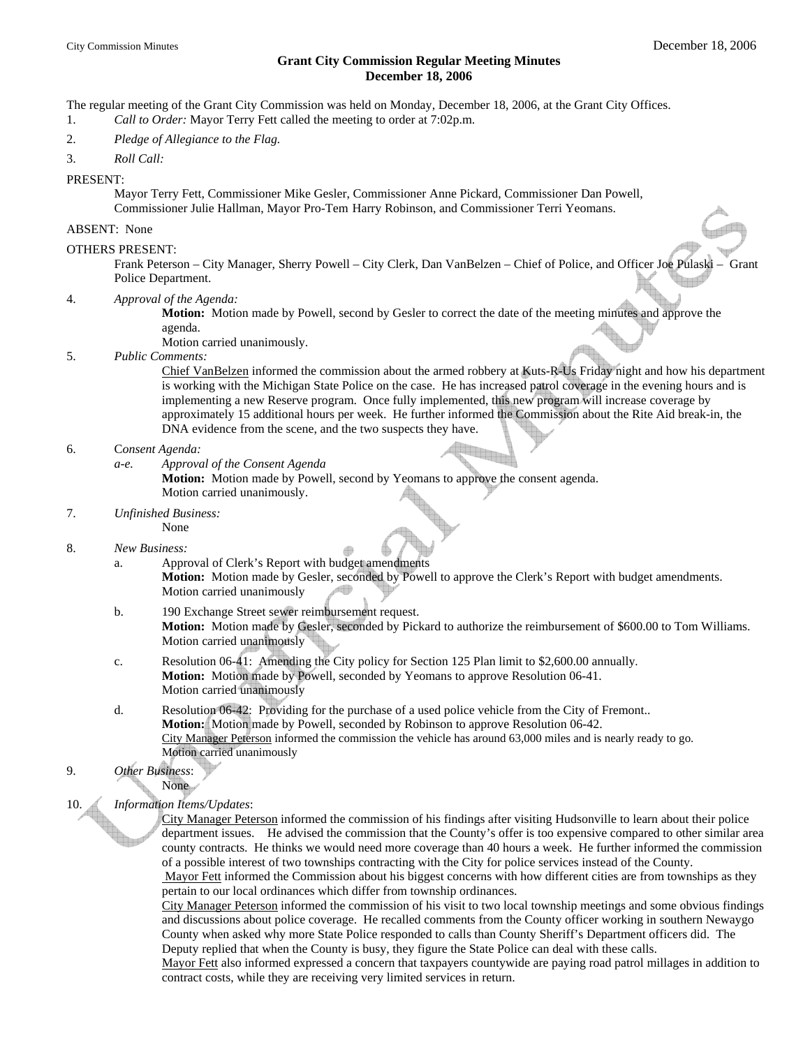**Grant City Commission Regular Meeting Minutes**
**December 18, 2006**

The regular meeting of the Grant City Commission was held on Monday, December 18, 2006, at the Grant City Offices.

1. *Call to Order:* Mayor Terry Fett called the meeting to order at 7:02p.m.

2. *Pledge of Allegiance to the Flag.*

3. *Roll Call:*

PRESENT:

Mayor Terry Fett, Commissioner Mike Gesler, Commissioner Anne Pickard, Commissioner Dan Powell, Commissioner Julie Hallman, Mayor Pro-Tem Harry Robinson, and Commissioner Terri Yeomans.

ABSENT: None

OTHERS PRESENT:

Frank Peterson – City Manager, Sherry Powell – City Clerk, Dan VanBelzen – Chief of Police, and Officer Joe Pulaski – Grant Police Department.

4. *Approval of the Agenda:*

 **Motion:** Motion made by Powell, second by Gesler to correct the date of the meeting minutes and approve the agenda.
 Motion carried unanimously.

5. *Public Comments:*

 Chief VanBelzen informed the commission about the armed robbery at Kuts-R-Us Friday night and how his department is working with the Michigan State Police on the case. He has increased patrol coverage in the evening hours and is implementing a new Reserve program. Once fully implemented, this new program will increase coverage by approximately 15 additional hours per week. He further informed the Commission about the Rite Aid break-in, the DNA evidence from the scene, and the two suspects they have.

6. C*onsent Agenda:*

 *a-e. Approval of the Consent Agenda*
 **Motion:** Motion made by Powell, second by Yeomans to approve the consent agenda.
 Motion carried unanimously.

7. *Unfinished Business:*

 None

8. *New Business:*

 a. Approval of Clerk's Report with budget amendments
 **Motion:** Motion made by Gesler, seconded by Powell to approve the Clerk's Report with budget amendments.
 Motion carried unanimously

 b. 190 Exchange Street sewer reimbursement request.
 **Motion:** Motion made by Gesler, seconded by Pickard to authorize the reimbursement of $600.00 to Tom Williams.
 Motion carried unanimously

 c. Resolution 06-41: Amending the City policy for Section 125 Plan limit to $2,600.00 annually.
 **Motion:** Motion made by Powell, seconded by Yeomans to approve Resolution 06-41.
 Motion carried unanimously

 d. Resolution 06-42: Providing for the purchase of a used police vehicle from the City of Fremont..
 **Motion:** Motion made by Powell, seconded by Robinson to approve Resolution 06-42.
 City Manager Peterson informed the commission the vehicle has around 63,000 miles and is nearly ready to go.
 Motion carried unanimously

9. *Other Business*:

 None

10. *Information Items/Updates*:

 City Manager Peterson informed the commission of his findings after visiting Hudsonville to learn about their police department issues. He advised the commission that the County's offer is too expensive compared to other similar area county contracts. He thinks we would need more coverage than 40 hours a week. He further informed the commission of a possible interest of two townships contracting with the City for police services instead of the County.

 Mayor Fett informed the Commission about his biggest concerns with how different cities are from townships as they pertain to our local ordinances which differ from township ordinances.

 City Manager Peterson informed the commission of his visit to two local township meetings and some obvious findings and discussions about police coverage. He recalled comments from the County officer working in southern Newaygo County when asked why more State Police responded to calls than County Sheriff's Department officers did. The Deputy replied that when the County is busy, they figure the State Police can deal with these calls.

 Mayor Fett also informed expressed a concern that taxpayers countywide are paying road patrol millages in addition to contract costs, while they are receiving very limited services in return.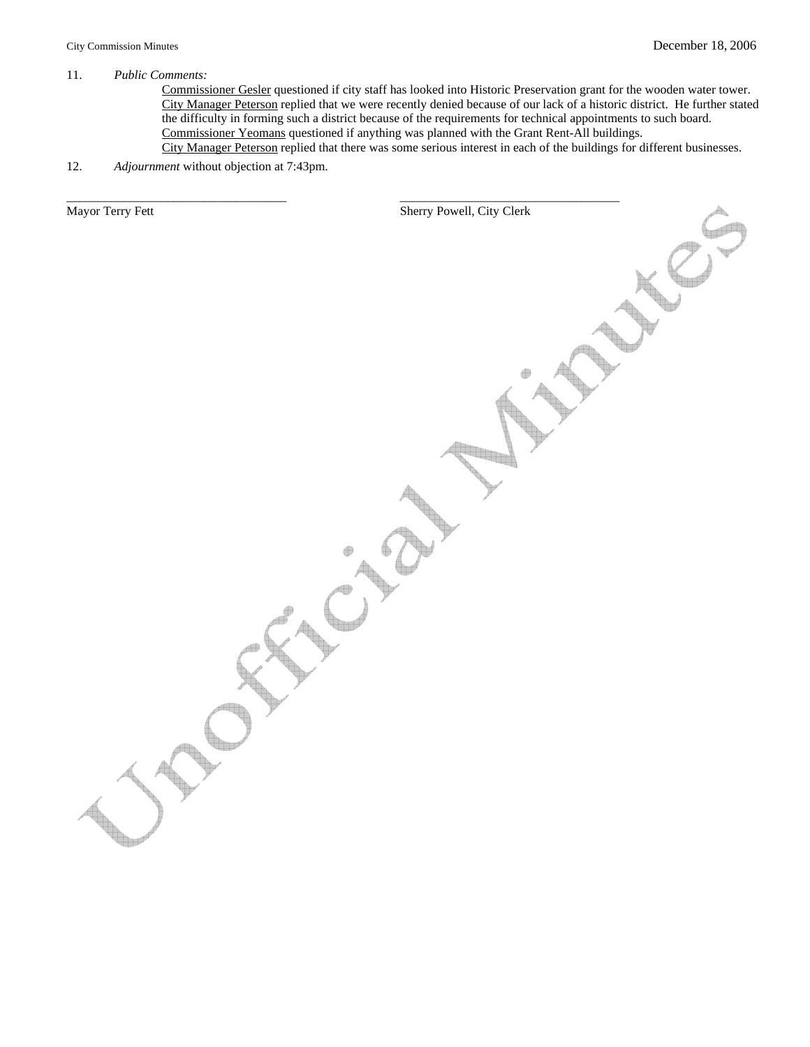11. *Public Comments:*

    Commissioner Gesler questioned if city staff has looked into Historic Preservation grant for the wooden water tower.
    City Manager Peterson replied that we were recently denied because of our lack of a historic district. He further stated the difficulty in forming such a district because of the requirements for technical appointments to such board.
    Commissioner Yeomans questioned if anything was planned with the Grant Rent-All buildings.
    City Manager Peterson replied that there was some serious interest in each of the buildings for different businesses.

12. *Adjournment* without objection at 7:43pm.

___________________________________ ___________________________________

Mayor Terry Fett Sherry Powell, City Clerk

Unofficial Minutes